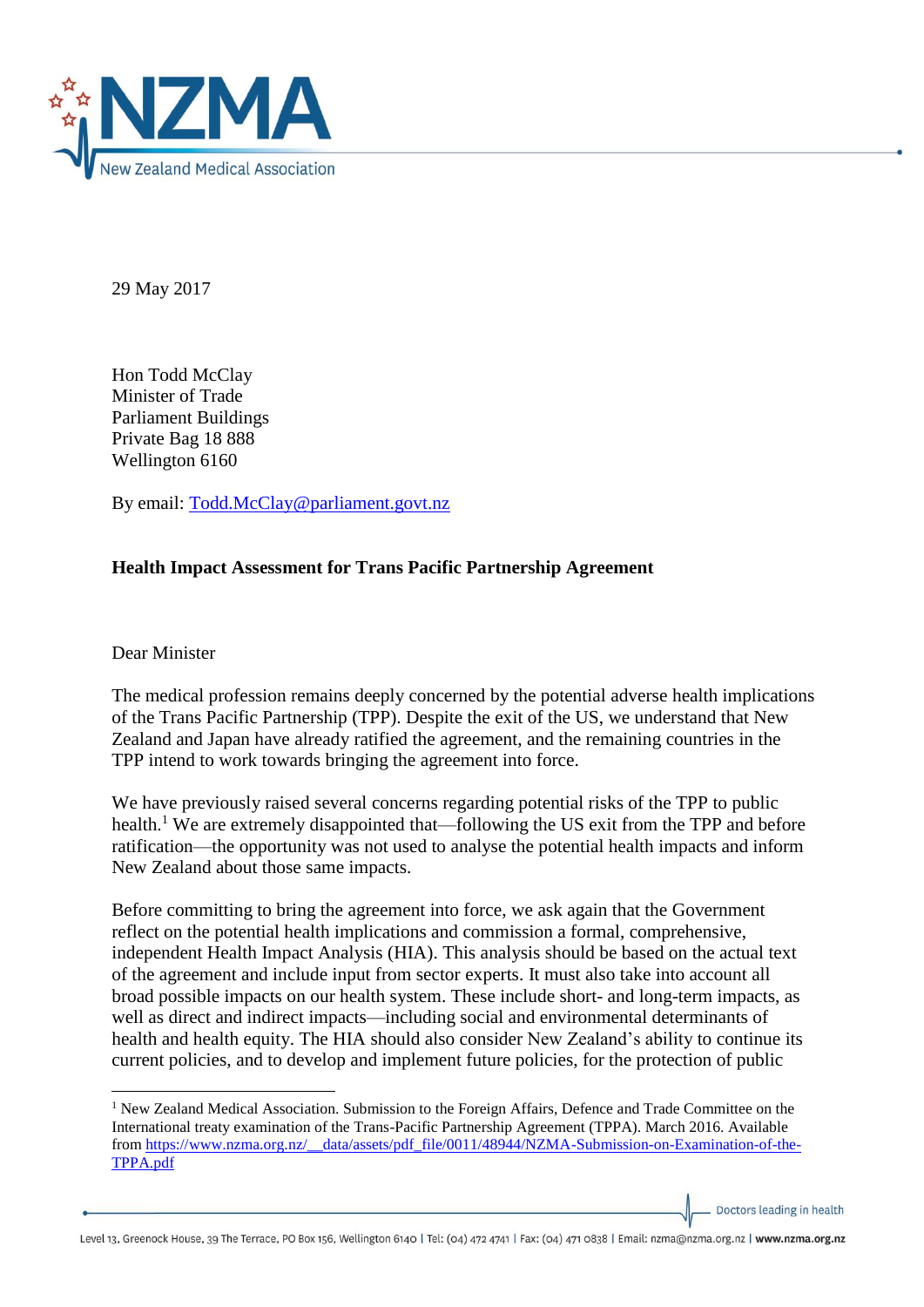# NZMA

New Zealand Medical Association

29 May 2017

Hon Todd McClay
Minister of Trade
Parliament Buildings
Private Bag 18 888
Wellington 6160

By email: Todd.McClay@parliament.govt.nz

**Health Impact Assessment for Trans Pacific Partnership Agreement**

Dear Minister

The medical profession remains deeply concerned by the potential adverse health implications of the Trans Pacific Partnership (TPP). Despite the exit of the US, we understand that New Zealand and Japan have already ratified the agreement, and the remaining countries in the TPP intend to work towards bringing the agreement into force.

We have previously raised several concerns regarding potential risks of the TPP to public health.[1] We are extremely disappointed that—following the US exit from the TPP and before ratification—the opportunity was not used to analyse the potential health impacts and inform New Zealand about those same impacts.

Before committing to bring the agreement into force, we ask again that the Government reflect on the potential health implications and commission a formal, comprehensive, independent Health Impact Analysis (HIA). This analysis should be based on the actual text of the agreement and include input from sector experts. It must also take into account all broad possible impacts on our health system. These include short- and long-term impacts, as well as direct and indirect impacts—including social and environmental determinants of health and health equity. The HIA should also consider New Zealand's ability to continue its current policies, and to develop and implement future policies, for the protection of public

[1] New Zealand Medical Association. Submission to the Foreign Affairs, Defence and Trade Committee on the International treaty examination of the Trans-Pacific Partnership Agreement (TPPA). March 2016. Available from https://www.nzma.org.nz/__data/assets/pdf_file/0011/48944/NZMA-Submission-on-Examination-of-the-TPPA.pdf

Doctors leading in health

Level 13, Greenock House, 39 The Terrace, PO Box 156, Wellington 6140 | Tel: (04) 472 4741 | Fax: (04) 471 0838 | Email: nzma@nzma.org.nz | www.nzma.org.nz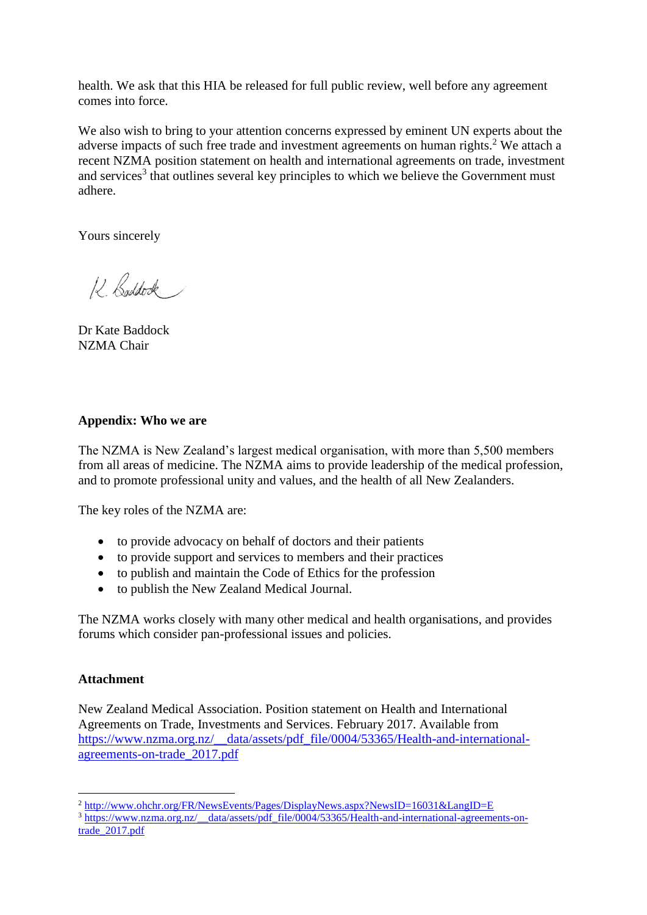health. We ask that this HIA be released for full public review, well before any agreement comes into force.

We also wish to bring to your attention concerns expressed by eminent UN experts about the adverse impacts of such free trade and investment agreements on human rights.[2] We attach a recent NZMA position statement on health and international agreements on trade, investment and services[3] that outlines several key principles to which we believe the Government must adhere.

Yours sincerely

K. Baddock

Dr Kate Baddock
NZMA Chair

**Appendix: Who we are**

The NZMA is New Zealand's largest medical organisation, with more than 5,500 members from all areas of medicine. The NZMA aims to provide leadership of the medical profession, and to promote professional unity and values, and the health of all New Zealanders.

The key roles of the NZMA are:

- to provide advocacy on behalf of doctors and their patients
- to provide support and services to members and their practices
- to publish and maintain the Code of Ethics for the profession
- to publish the New Zealand Medical Journal.

The NZMA works closely with many other medical and health organisations, and provides forums which consider pan-professional issues and policies.

**Attachment**

New Zealand Medical Association. Position statement on Health and International Agreements on Trade, Investments and Services. February 2017. Available from https://www.nzma.org.nz/__data/assets/pdf_file/0004/53365/Health-and-international-agreements-on-trade_2017.pdf

---

[2] http://www.ohchr.org/FR/NewsEvents/Pages/DisplayNews.aspx?NewsID=16031&LangID=E

[3] https://www.nzma.org.nz/__data/assets/pdf_file/0004/53365/Health-and-international-agreements-on-trade_2017.pdf